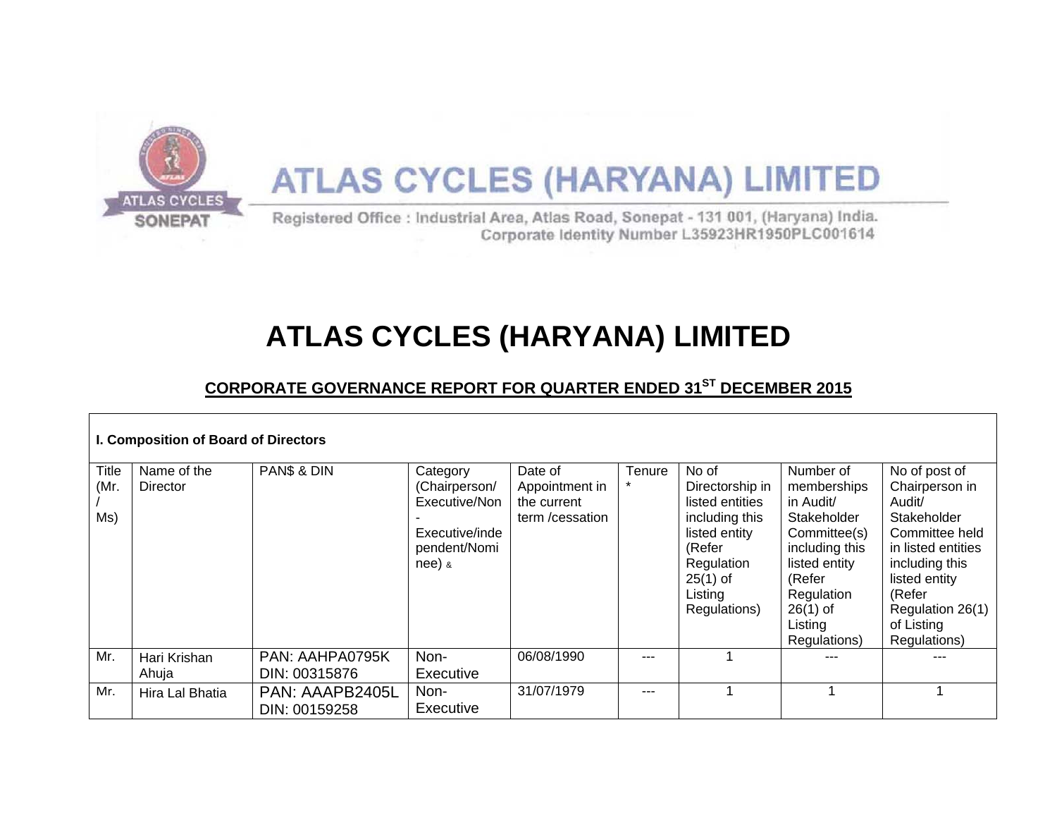ATLAS CYCLES (HARYANA) LIMITED

Registered Office : Industrial Area, Atlas Road, Sonepat - 131 001, (Haryana) India.
Corporate Identity Number L35923HR1950PLC001614

# ATLAS CYCLES (HARYANA) LIMITED

## CORPORATE GOVERNANCE REPORT FOR QUARTER ENDED 31ST DECEMBER 2015

**I. Composition of Board of Directors**

| Title (Mr. / Ms) | Name of the Director | PAN$ & DIN | Category (Chairperson/ Executive/Non - Executive/independent/Nominee) & | Date of Appointment in the current term /cessation | Tenure * | No of Directorship in listed entities including this listed entity (Refer Regulation 25(1) of Listing Regulations) | Number of memberships in Audit/ Stakeholder Committee(s) including this listed entity (Refer Regulation 26(1) of Listing Regulations) | No of post of Chairperson in Audit/ Stakeholder Committee held in listed entities including this listed entity (Refer Regulation 26(1) of Listing Regulations) |
|---|---|---|---|---|---|---|---|---|
| Mr. | Hari Krishan Ahuja | PAN: AAHPA0795K DIN: 00315876 | Non-Executive | 06/08/1990 | --- | 1 | --- | --- |
| Mr. | Hira Lal Bhatia | PAN: AAAPB2405L DIN: 00159258 | Non-Executive | 31/07/1979 | --- | 1 | 1 | 1 |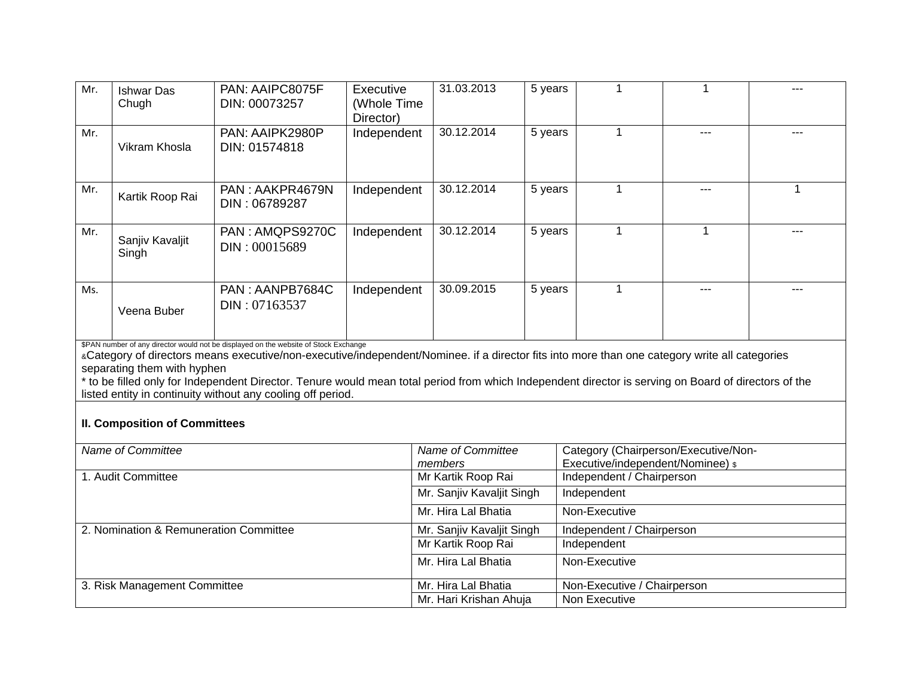| | | | | | | | | |
|---|---|---|---|---|---|---|---|---|
| Mr. | Ishwar Das Chugh | PAN: AAIPC8075F DIN: 00073257 | Executive (Whole Time Director) | 31.03.2013 | 5 years | 1 | 1 | --- |
| Mr. | Vikram Khosla | PAN: AAIPK2980P DIN: 01574818 | Independent | 30.12.2014 | 5 years | 1 | --- | --- |
| Mr. | Kartik Roop Rai | PAN : AAKPR4679N DIN : 06789287 | Independent | 30.12.2014 | 5 years | 1 | --- | 1 |
| Mr. | Sanjiv Kavaljit Singh | PAN : AMQPS9270C DIN : 00015689 | Independent | 30.12.2014 | 5 years | 1 | 1 | --- |
| Ms. | Veena Buber | PAN : AANPB7684C DIN : 07163537 | Independent | 30.09.2015 | 5 years | 1 | --- | --- |

$PAN number of any director would not be displayed on the website of Stock Exchange

&Category of directors means executive/non-executive/independent/Nominee. if a director fits into more than one category write all categories separating them with hyphen

* to be filled only for Independent Director. Tenure would mean total period from which Independent director is serving on Board of directors of the listed entity in continuity without any cooling off period.

**II. Composition of Committees**

| *Name of Committee* | *Name of Committee members* | Category (Chairperson/Executive/Non-Executive/independent/Nominee) $ |
|---|---|---|
| 1. Audit Committee | Mr Kartik Roop Rai | Independent / Chairperson |
| | Mr. Sanjiv Kavaljit Singh | Independent |
| | Mr. Hira Lal Bhatia | Non-Executive |
| 2. Nomination & Remuneration Committee | Mr. Sanjiv Kavaljit Singh | Independent / Chairperson |
| | Mr Kartik Roop Rai | Independent |
| | Mr. Hira Lal Bhatia | Non-Executive |
| 3. Risk Management Committee | Mr. Hira Lal Bhatia | Non-Executive / Chairperson |
| | Mr. Hari Krishan Ahuja | Non Executive |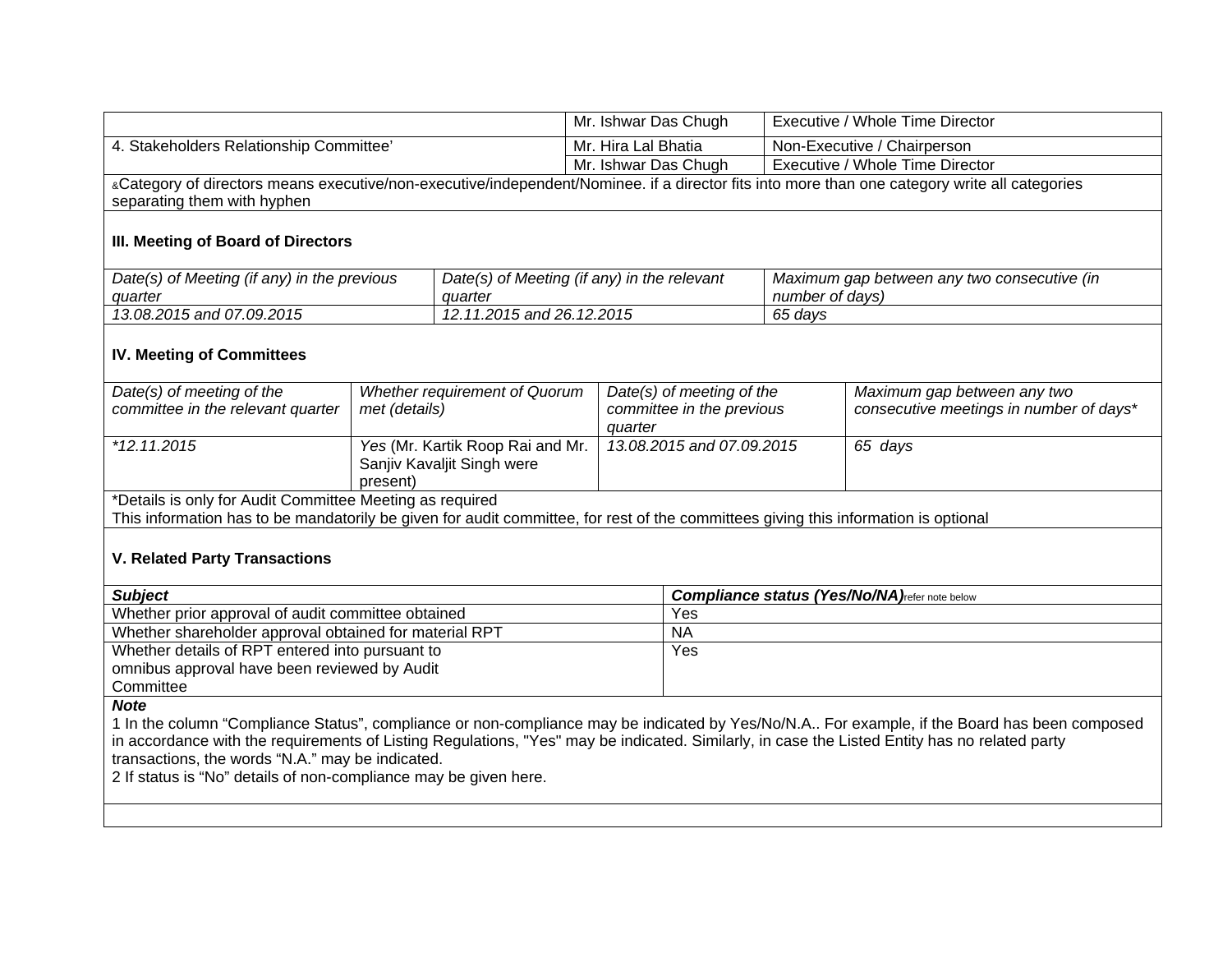| | | |
|---|---|---|
| | Mr. Ishwar Das Chugh | Executive / Whole Time Director |
| 4. Stakeholders Relationship Committee' | Mr. Hira Lal Bhatia | Non-Executive / Chairperson |
| | Mr. Ishwar Das Chugh | Executive / Whole Time Director |

&Category of directors means executive/non-executive/independent/Nominee. if a director fits into more than one category write all categories separating them with hyphen

### III. Meeting of Board of Directors

| *Date(s) of Meeting (if any) in the previous quarter* | *Date(s) of Meeting (if any) in the relevant quarter* | *Maximum gap between any two consecutive (in number of days)* |
|---|---|---|
| *13.08.2015 and 07.09.2015* | *12.11.2015 and 26.12.2015* | *65 days* |

### IV. Meeting of Committees

| *Date(s) of meeting of the committee in the relevant quarter* | *Whether requirement of Quorum met (details)* | *Date(s) of meeting of the committee in the previous quarter* | *Maximum gap between any two consecutive meetings in number of days\** |
|---|---|---|---|
| *\*12.11.2015* | *Yes* (Mr. Kartik Roop Rai and Mr. Sanjiv Kavaljit Singh were present) | *13.08.2015 and 07.09.2015* | *65 days* |

*Details is only for Audit Committee Meeting as required
This information has to be mandatorily be given for audit committee, for rest of the committees giving this information is optional

### V. Related Party Transactions

| ***Subject*** | ***Compliance status (Yes/No/NA)*** refer note below |
|---|---|
| Whether prior approval of audit committee obtained | Yes |
| Whether shareholder approval obtained for material RPT | NA |
| Whether details of RPT entered into pursuant to omnibus approval have been reviewed by Audit Committee | Yes |

***Note***

1 In the column "Compliance Status", compliance or non-compliance may be indicated by Yes/No/N.A.. For example, if the Board has been composed in accordance with the requirements of Listing Regulations, "Yes" may be indicated. Similarly, in case the Listed Entity has no related party transactions, the words "N.A." may be indicated.

2 If status is "No" details of non-compliance may be given here.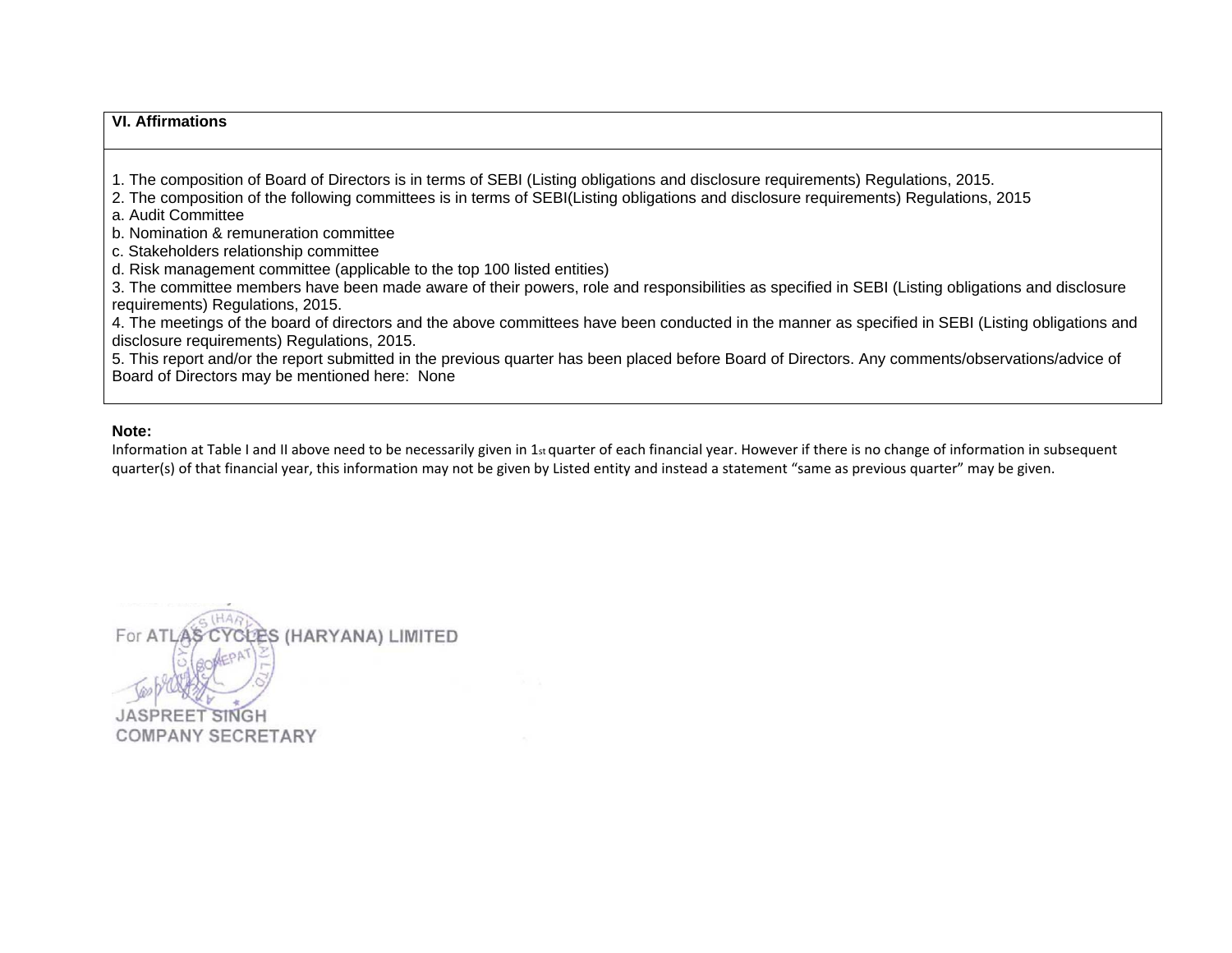### VI. Affirmations

1. The composition of Board of Directors is in terms of SEBI (Listing obligations and disclosure requirements) Regulations, 2015.
2. The composition of the following committees is in terms of SEBI(Listing obligations and disclosure requirements) Regulations, 2015
a. Audit Committee
b. Nomination & remuneration committee
c. Stakeholders relationship committee
d. Risk management committee (applicable to the top 100 listed entities)
3. The committee members have been made aware of their powers, role and responsibilities as specified in SEBI (Listing obligations and disclosure requirements) Regulations, 2015.
4. The meetings of the board of directors and the above committees have been conducted in the manner as specified in SEBI (Listing obligations and disclosure requirements) Regulations, 2015.
5. This report and/or the report submitted in the previous quarter has been placed before Board of Directors. Any comments/observations/advice of Board of Directors may be mentioned here: None

**Note:**

Information at Table I and II above need to be necessarily given in 1st quarter of each financial year. However if there is no change of information in subsequent quarter(s) of that financial year, this information may not be given by Listed entity and instead a statement "same as previous quarter" may be given.

For ATLAS CYCLES (HARYANA) LIMITED

JASPREET SINGH
COMPANY SECRETARY